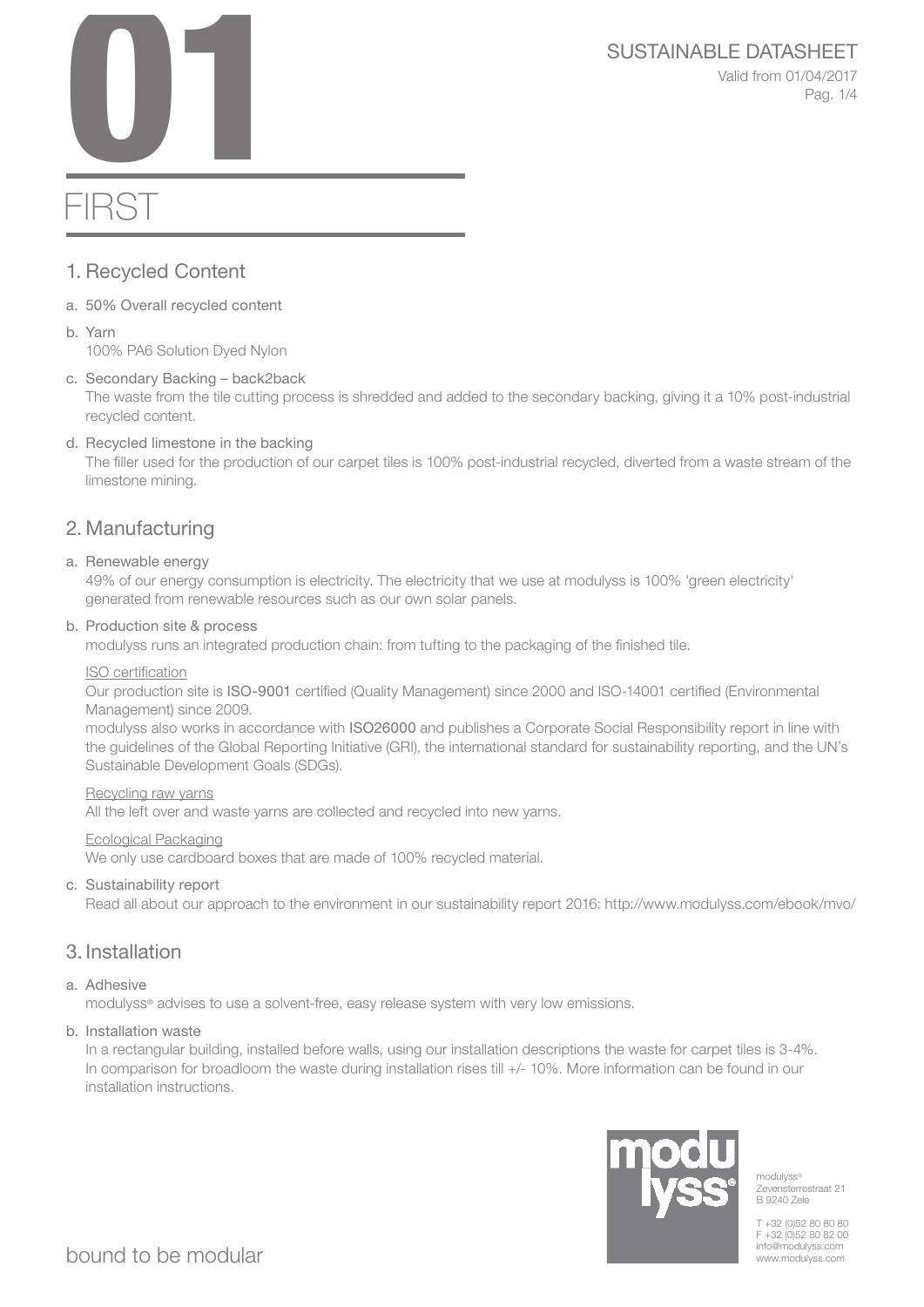# 01

# FIRST

SUSTAINABLE DATASHEET

Valid from 01/04/2017

## 1. Recycled Content

a. 50% Overall recycled content

b. Yarn
100% PA6 Solution Dyed Nylon

c. Secondary Backing – back2back
The waste from the tile cutting process is shredded and added to the secondary backing, giving it a 10% post-industrial recycled content.

d. Recycled limestone in the backing
The filler used for the production of our carpet tiles is 100% post-industrial recycled, diverted from a waste stream of the limestone mining.

## 2. Manufacturing

a. Renewable energy
49% of our energy consumption is electricity. The electricity that we use at modulyss is 100% 'green electricity' generated from renewable resources such as our own solar panels.

b. Production site & process
modulyss runs an integrated production chain: from tufting to the packaging of the finished tile.

ISO certification
Our production site is ISO-9001 certified (Quality Management) since 2000 and ISO-14001 certified (Environmental Management) since 2009.
modulyss also works in accordance with ISO26000 and publishes a Corporate Social Responsibility report in line with the guidelines of the Global Reporting Initiative (GRI), the international standard for sustainability reporting, and the UN's Sustainable Development Goals (SDGs).

Recycling raw yarns
All the left over and waste yarns are collected and recycled into new yarns.

Ecological Packaging
We only use cardboard boxes that are made of 100% recycled material.

c. Sustainability report
Read all about our approach to the environment in our sustainability report 2016: http://www.modulyss.com/ebook/mvo/

## 3. Installation

a. Adhesive
modulyss® advises to use a solvent-free, easy release system with very low emissions.

b. Installation waste
In a rectangular building, installed before walls, using our installation descriptions the waste for carpet tiles is 3-4%. In comparison for broadloom the waste during installation rises till +/- 10%. More information can be found in our installation instructions.

modu lyss®

modulyss®
Zevensterrestraat 21
B 9240 Zele

T +32 (0)52 80 80 80
F +32 (0)52 80 82 00
info@modulyss.com
www.modulyss.com

bound to be modular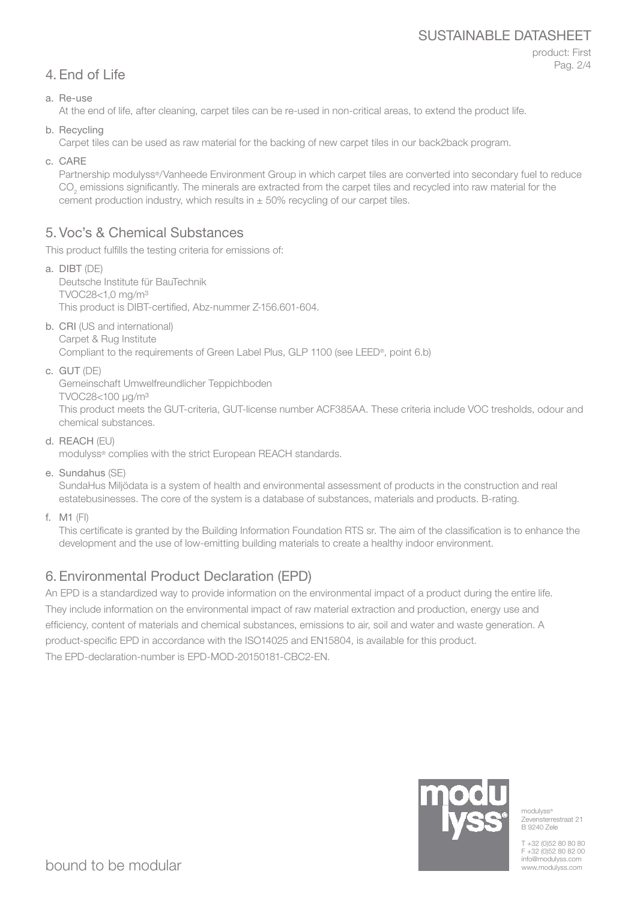## 4. End of Life

a. Re-use
At the end of life, after cleaning, carpet tiles can be re-used in non-critical areas, to extend the product life.

b. Recycling
Carpet tiles can be used as raw material for the backing of new carpet tiles in our back2back program.

c. CARE
Partnership modulyss®/Vanheede Environment Group in which carpet tiles are converted into secondary fuel to reduce $CO_2$ emissions significantly. The minerals are extracted from the carpet tiles and recycled into raw material for the cement production industry, which results in ± 50% recycling of our carpet tiles.

## 5. Voc's & Chemical Substances

This product fulfills the testing criteria for emissions of:

a. **DIBT** (DE)
Deutsche Institute für BauTechnik
TVOC28<1,0 mg/m³
This product is DIBT-certified, Abz-nummer Z-156.601-604.

b. **CRI** (US and international)
Carpet & Rug Institute
Compliant to the requirements of Green Label Plus, GLP 1100 (see LEED®, point 6.b)

c. **GUT** (DE)
Gemeinschaft Umwelfreundlicher Teppichboden
TVOC28<100 µg/m³
This product meets the GUT-criteria, GUT-license number ACF385AA. These criteria include VOC tresholds, odour and chemical substances.

d. **REACH** (EU)
modulyss® complies with the strict European REACH standards.

e. **Sundahus** (SE)
SundaHus Miljödata is a system of health and environmental assessment of products in the construction and real estatebusinesses. The core of the system is a database of substances, materials and products. B-rating.

f. **M1** (FI)
This certificate is granted by the Building Information Foundation RTS sr. The aim of the classification is to enhance the development and the use of low-emitting building materials to create a healthy indoor environment.

## 6. Environmental Product Declaration (EPD)

An EPD is a standardized way to provide information on the environmental impact of a product during the entire life. They include information on the environmental impact of raw material extraction and production, energy use and efficiency, content of materials and chemical substances, emissions to air, soil and water and waste generation. A product-specific EPD in accordance with the ISO14025 and EN15804, is available for this product.
The EPD-declaration-number is EPD-MOD-20150181-CBC2-EN.

modulyss®
Zevensterrestraat 21
B 9240 Zele

T +32 (0)52 80 80 80
F +32 (0)52 80 82 00
info@modulyss.com
www.modulyss.com

bound to be modular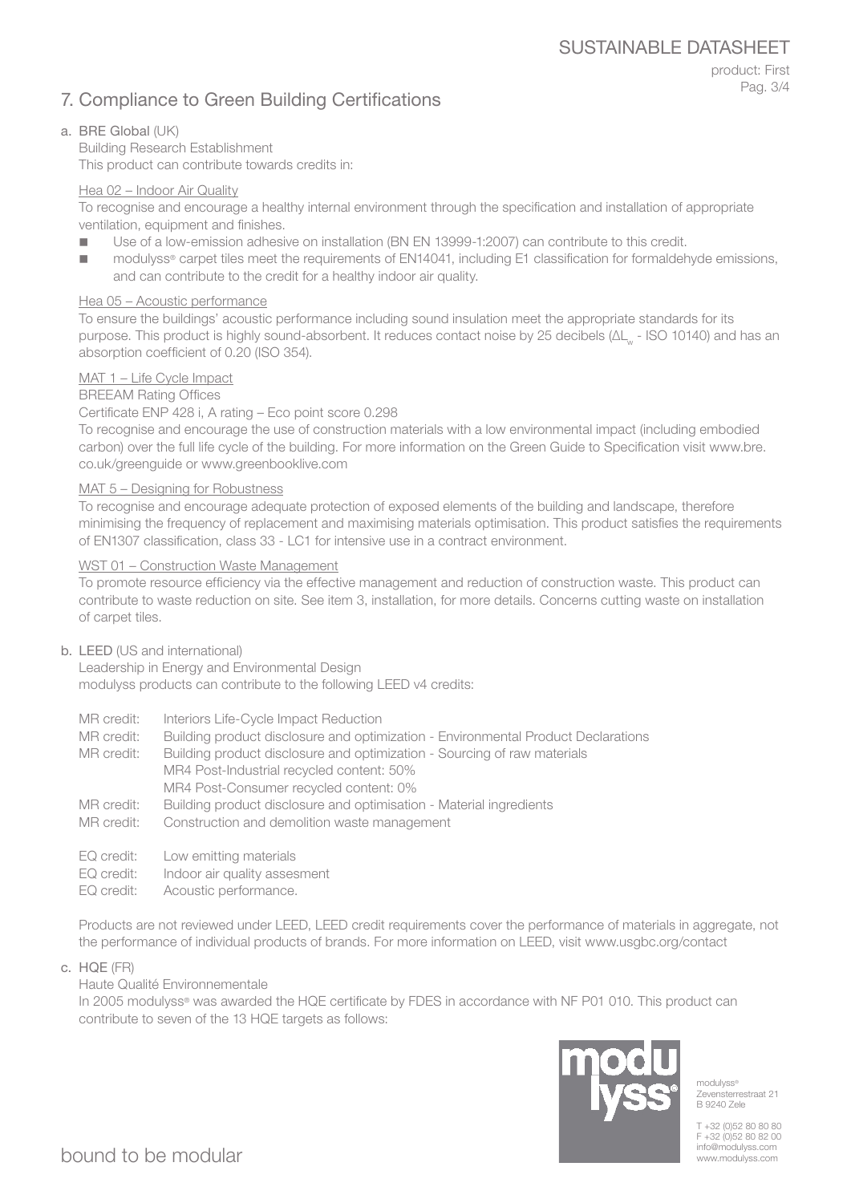## 7. Compliance to Green Building Certifications

a. **BRE Global** (UK)

Building Research Establishment
This product can contribute towards credits in:

Hea 02 – Indoor Air Quality

To recognise and encourage a healthy internal environment through the specification and installation of appropriate ventilation, equipment and finishes.

- Use of a low-emission adhesive on installation (BN EN 13999-1:2007) can contribute to this credit.
- modulyss® carpet tiles meet the requirements of EN14041, including E1 classification for formaldehyde emissions, and can contribute to the credit for a healthy indoor air quality.

Hea 05 – Acoustic performance

To ensure the buildings' acoustic performance including sound insulation meet the appropriate standards for its purpose. This product is highly sound-absorbent. It reduces contact noise by 25 decibels ($\Delta L_w$ - ISO 10140) and has an absorption coefficient of 0.20 (ISO 354).

MAT 1 – Life Cycle Impact

BREEAM Rating Offices

Certificate ENP 428 i, A rating – Eco point score 0.298

To recognise and encourage the use of construction materials with a low environmental impact (including embodied carbon) over the full life cycle of the building. For more information on the Green Guide to Specification visit www.bre.co.uk/greenguide or www.greenbooklive.com

MAT 5 – Designing for Robustness

To recognise and encourage adequate protection of exposed elements of the building and landscape, therefore minimising the frequency of replacement and maximising materials optimisation. This product satisfies the requirements of EN1307 classification, class 33 - LC1 for intensive use in a contract environment.

WST 01 – Construction Waste Management

To promote resource efficiency via the effective management and reduction of construction waste. This product can contribute to waste reduction on site. See item 3, installation, for more details. Concerns cutting waste on installation of carpet tiles.

b. **LEED** (US and international)

Leadership in Energy and Environmental Design
modulyss products can contribute to the following LEED v4 credits:

| | |
|---|---|
| MR credit: | Interiors Life-Cycle Impact Reduction |
| MR credit: | Building product disclosure and optimization - Environmental Product Declarations |
| MR credit: | Building product disclosure and optimization - Sourcing of raw materials<br>MR4 Post-Industrial recycled content: 50%<br>MR4 Post-Consumer recycled content: 0% |
| MR credit: | Building product disclosure and optimisation - Material ingredients |
| MR credit: | Construction and demolition waste management |
| EQ credit: | Low emitting materials |
| EQ credit: | Indoor air quality assesment |
| EQ credit: | Acoustic performance. |

Products are not reviewed under LEED, LEED credit requirements cover the performance of materials in aggregate, not the performance of individual products of brands. For more information on LEED, visit www.usgbc.org/contact

c. **HQE** (FR)

Haute Qualité Environnementale

In 2005 modulyss® was awarded the HQE certificate by FDES in accordance with NF P01 010. This product can contribute to seven of the 13 HQE targets as follows: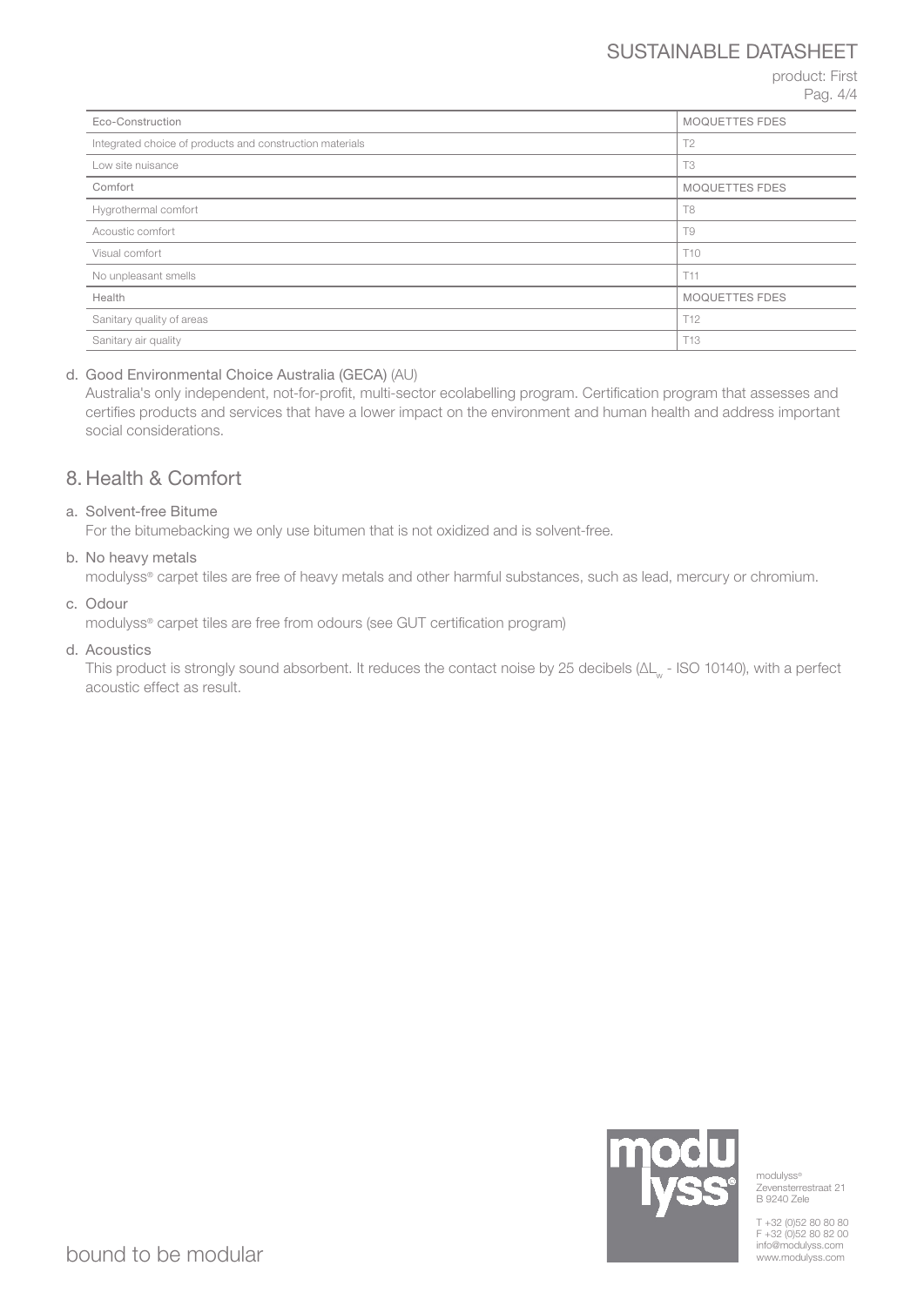| Eco-Construction | MOQUETTES FDES |
| --- | --- |
| Integrated choice of products and construction materials | T2 |
| Low site nuisance | T3 |
| Comfort | MOQUETTES FDES |
| Hygrothermal comfort | T8 |
| Acoustic comfort | T9 |
| Visual comfort | T10 |
| No unpleasant smells | T11 |
| Health | MOQUETTES FDES |
| Sanitary quality of areas | T12 |
| Sanitary air quality | T13 |

d. Good Environmental Choice Australia (GECA) (AU)
Australia's only independent, not-for-profit, multi-sector ecolabelling program. Certification program that assesses and certifies products and services that have a lower impact on the environment and human health and address important social considerations.

## 8. Health & Comfort

a. Solvent-free Bitume
For the bitumebacking we only use bitumen that is not oxidized and is solvent-free.

b. No heavy metals
modulyss® carpet tiles are free of heavy metals and other harmful substances, such as lead, mercury or chromium.

c. Odour
modulyss® carpet tiles are free from odours (see GUT certification program)

d. Acoustics
This product is strongly sound absorbent. It reduces the contact noise by 25 decibels ($\Delta L_w$ - ISO 10140), with a perfect acoustic effect as result.

modulyss®
Zevensterrestraat 21
B 9240 Zele

T +32 (0)52 80 80 80
F +32 (0)52 80 82 00
info@modulyss.com
www.modulyss.com

bound to be modular